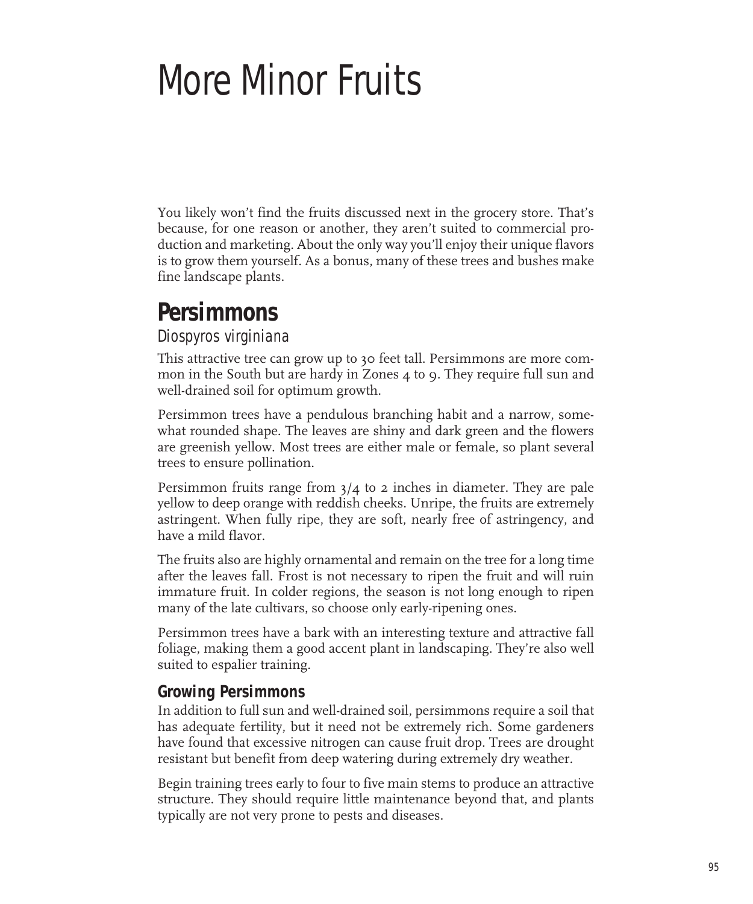# More Minor Fruits

You likely won't find the fruits discussed next in the grocery store. That's because, for one reason or another, they aren't suited to commercial production and marketing. About the only way you'll enjoy their unique flavors is to grow them yourself. As a bonus, many of these trees and bushes make fine landscape plants.

## Persimmons

*Diospyros virginiana*

This attractive tree can grow up to 30 feet tall. Persimmons are more common in the South but are hardy in Zones 4 to 9. They require full sun and well-drained soil for optimum growth.

Persimmon trees have a pendulous branching habit and a narrow, somewhat rounded shape. The leaves are shiny and dark green and the flowers are greenish yellow. Most trees are either male or female, so plant several trees to ensure pollination.

Persimmon fruits range from 3/4 to 2 inches in diameter. They are pale yellow to deep orange with reddish cheeks. Unripe, the fruits are extremely astringent. When fully ripe, they are soft, nearly free of astringency, and have a mild flavor.

The fruits also are highly ornamental and remain on the tree for a long time after the leaves fall. Frost is not necessary to ripen the fruit and will ruin immature fruit. In colder regions, the season is not long enough to ripen many of the late cultivars, so choose only early-ripening ones.

Persimmon trees have a bark with an interesting texture and attractive fall foliage, making them a good accent plant in landscaping. They're also well suited to espalier training.

### Growing Persimmons

In addition to full sun and well-drained soil, persimmons require a soil that has adequate fertility, but it need not be extremely rich. Some gardeners have found that excessive nitrogen can cause fruit drop. Trees are drought resistant but benefit from deep watering during extremely dry weather.

Begin training trees early to four to five main stems to produce an attractive structure. They should require little maintenance beyond that, and plants typically are not very prone to pests and diseases.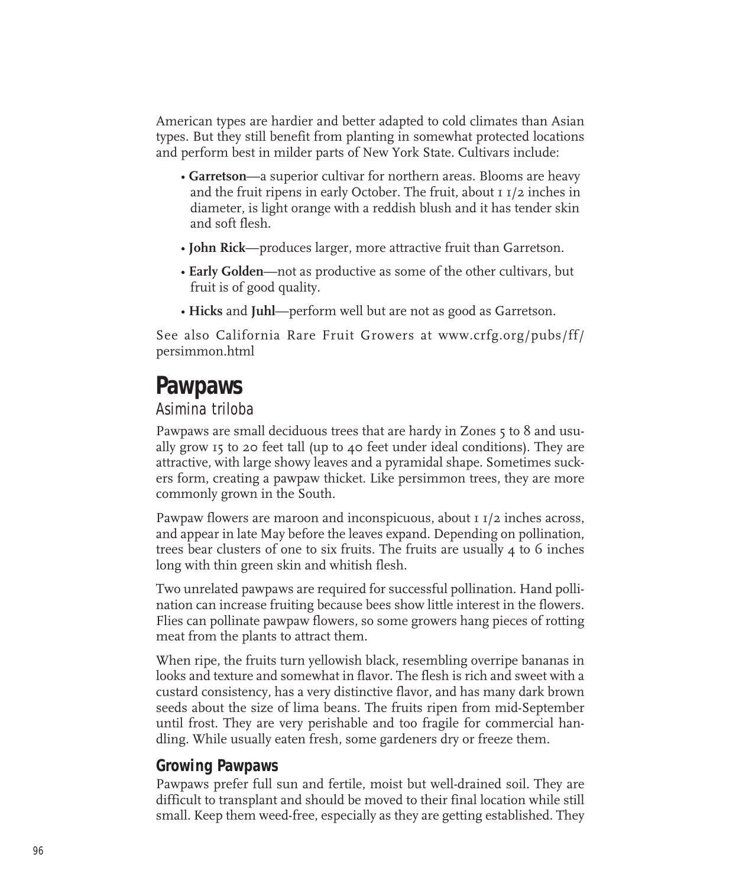American types are hardier and better adapted to cold climates than Asian types. But they still benefit from planting in somewhat protected locations and perform best in milder parts of New York State. Cultivars include:

- **Garretson**—a superior cultivar for northern areas. Blooms are heavy and the fruit ripens in early October. The fruit, about 1 1/2 inches in diameter, is light orange with a reddish blush and it has tender skin and soft flesh.
- **John Rick**—produces larger, more attractive fruit than Garretson.
- **Early Golden**—not as productive as some of the other cultivars, but fruit is of good quality.
- **Hicks** and **Juhl**—perform well but are not as good as Garretson.

See also California Rare Fruit Growers at www.crfg.org/pubs/ff/persimmon.html

# Pawpaws

*Asimina triloba*

Pawpaws are small deciduous trees that are hardy in Zones 5 to 8 and usually grow 15 to 20 feet tall (up to 40 feet under ideal conditions). They are attractive, with large showy leaves and a pyramidal shape. Sometimes suckers form, creating a pawpaw thicket. Like persimmon trees, they are more commonly grown in the South.

Pawpaw flowers are maroon and inconspicuous, about 1 1/2 inches across, and appear in late May before the leaves expand. Depending on pollination, trees bear clusters of one to six fruits. The fruits are usually 4 to 6 inches long with thin green skin and whitish flesh.

Two unrelated pawpaws are required for successful pollination. Hand pollination can increase fruiting because bees show little interest in the flowers. Flies can pollinate pawpaw flowers, so some growers hang pieces of rotting meat from the plants to attract them.

When ripe, the fruits turn yellowish black, resembling overripe bananas in looks and texture and somewhat in flavor. The flesh is rich and sweet with a custard consistency, has a very distinctive flavor, and has many dark brown seeds about the size of lima beans. The fruits ripen from mid-September until frost. They are very perishable and too fragile for commercial handling. While usually eaten fresh, some gardeners dry or freeze them.

## Growing Pawpaws

Pawpaws prefer full sun and fertile, moist but well-drained soil. They are difficult to transplant and should be moved to their final location while still small. Keep them weed-free, especially as they are getting established. They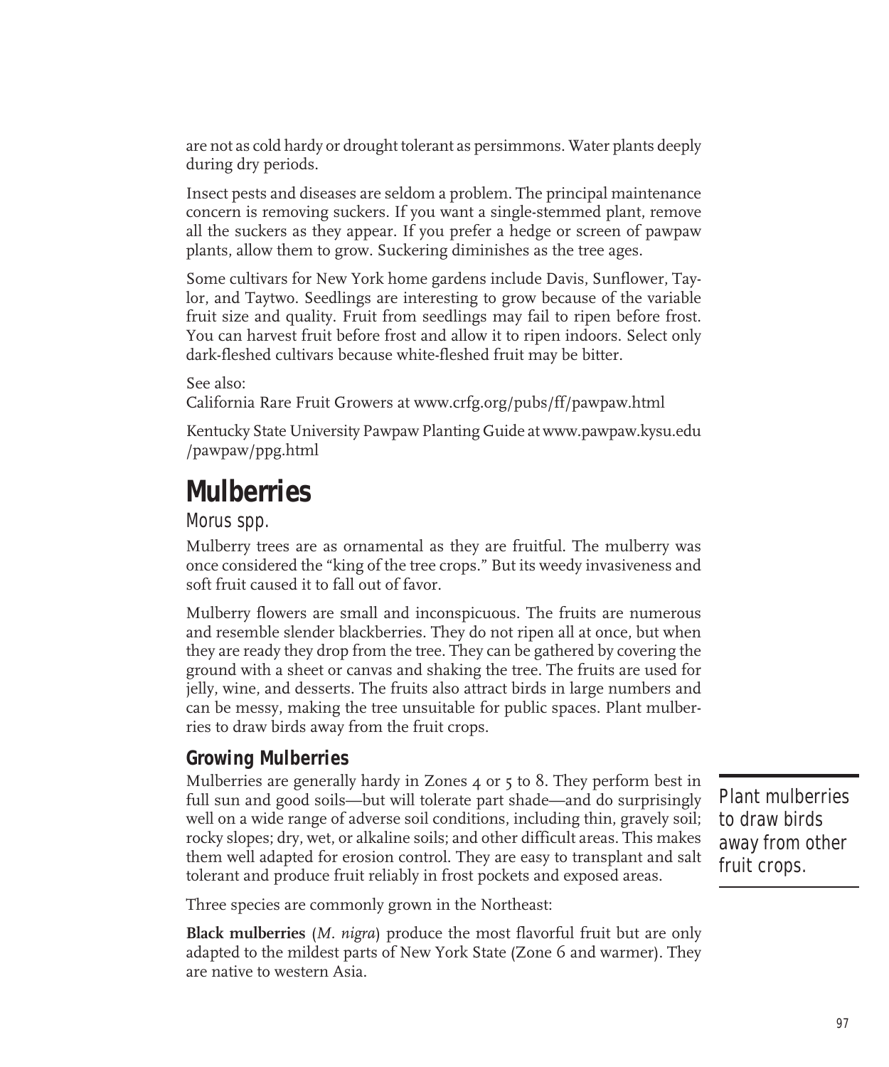are not as cold hardy or drought tolerant as persimmons. Water plants deeply during dry periods.

Insect pests and diseases are seldom a problem. The principal maintenance concern is removing suckers. If you want a single-stemmed plant, remove all the suckers as they appear. If you prefer a hedge or screen of pawpaw plants, allow them to grow. Suckering diminishes as the tree ages.

Some cultivars for New York home gardens include Davis, Sunflower, Taylor, and Taytwo. Seedlings are interesting to grow because of the variable fruit size and quality. Fruit from seedlings may fail to ripen before frost. You can harvest fruit before frost and allow it to ripen indoors. Select only dark-fleshed cultivars because white-fleshed fruit may be bitter.

See also:
California Rare Fruit Growers at www.crfg.org/pubs/ff/pawpaw.html

Kentucky State University Pawpaw Planting Guide at www.pawpaw.kysu.edu/pawpaw/ppg.html

# Mulberries

*Morus spp.*

Mulberry trees are as ornamental as they are fruitful. The mulberry was once considered the "king of the tree crops." But its weedy invasiveness and soft fruit caused it to fall out of favor.

Mulberry flowers are small and inconspicuous. The fruits are numerous and resemble slender blackberries. They do not ripen all at once, but when they are ready they drop from the tree. They can be gathered by covering the ground with a sheet or canvas and shaking the tree. The fruits are used for jelly, wine, and desserts. The fruits also attract birds in large numbers and can be messy, making the tree unsuitable for public spaces. Plant mulberries to draw birds away from the fruit crops.

## Growing Mulberries

Mulberries are generally hardy in Zones 4 or 5 to 8. They perform best in full sun and good soils—but will tolerate part shade—and do surprisingly well on a wide range of adverse soil conditions, including thin, gravely soil; rocky slopes; dry, wet, or alkaline soils; and other difficult areas. This makes them well adapted for erosion control. They are easy to transplant and salt tolerant and produce fruit reliably in frost pockets and exposed areas.

> Plant mulberries to draw birds away from other fruit crops.

Three species are commonly grown in the Northeast:

**Black mulberries** (*M. nigra*) produce the most flavorful fruit but are only adapted to the mildest parts of New York State (Zone 6 and warmer). They are native to western Asia.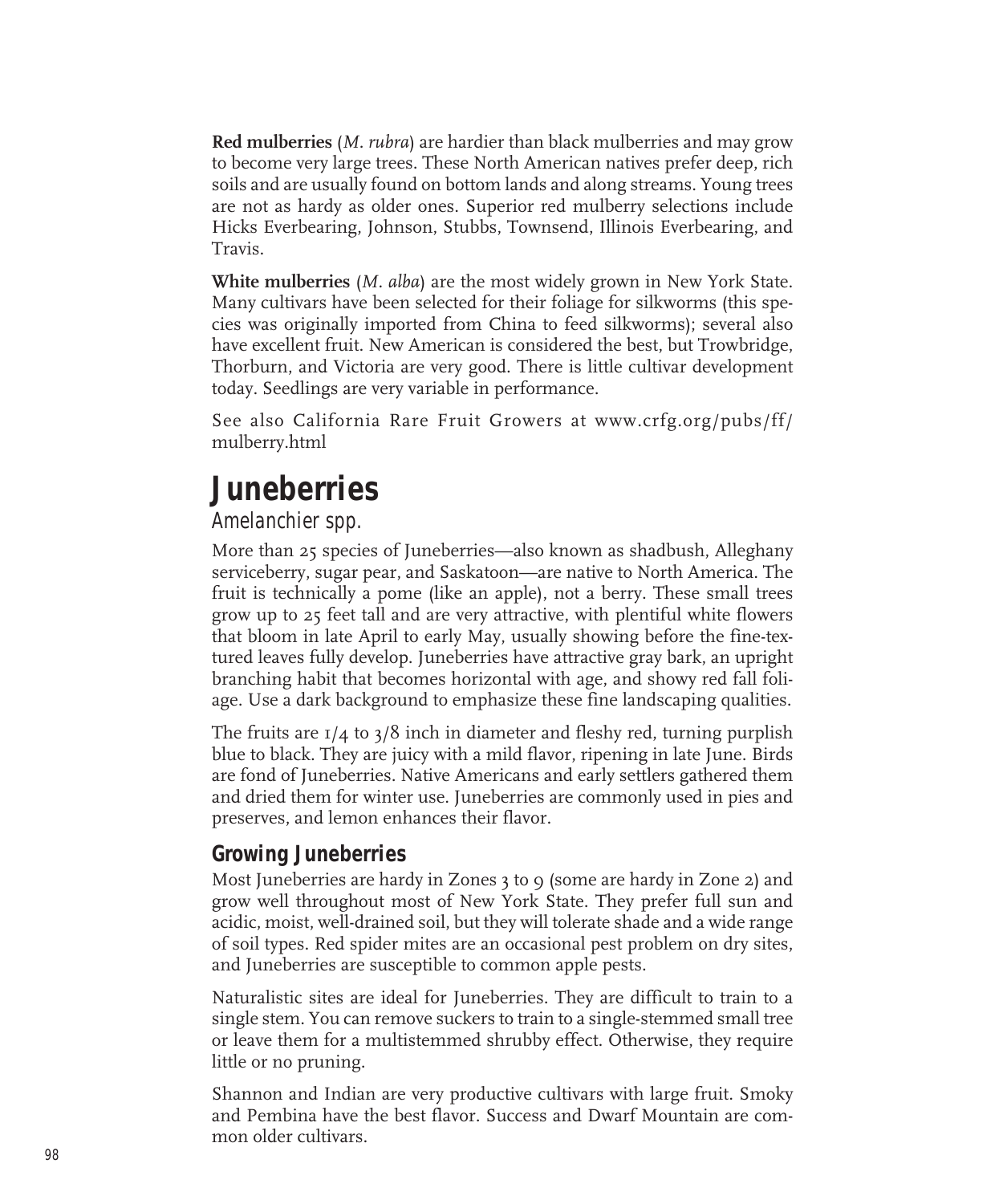**Red mulberries** (*M. rubra*) are hardier than black mulberries and may grow to become very large trees. These North American natives prefer deep, rich soils and are usually found on bottom lands and along streams. Young trees are not as hardy as older ones. Superior red mulberry selections include Hicks Everbearing, Johnson, Stubbs, Townsend, Illinois Everbearing, and Travis.

**White mulberries** (*M. alba*) are the most widely grown in New York State. Many cultivars have been selected for their foliage for silkworms (this species was originally imported from China to feed silkworms); several also have excellent fruit. New American is considered the best, but Trowbridge, Thorburn, and Victoria are very good. There is little cultivar development today. Seedlings are very variable in performance.

See also California Rare Fruit Growers at www.crfg.org/pubs/ff/mulberry.html

# Juneberries

*Amelanchier spp.*

More than 25 species of Juneberries—also known as shadbush, Alleghany serviceberry, sugar pear, and Saskatoon—are native to North America. The fruit is technically a pome (like an apple), not a berry. These small trees grow up to 25 feet tall and are very attractive, with plentiful white flowers that bloom in late April to early May, usually showing before the fine-textured leaves fully develop. Juneberries have attractive gray bark, an upright branching habit that becomes horizontal with age, and showy red fall foliage. Use a dark background to emphasize these fine landscaping qualities.

The fruits are 1/4 to 3/8 inch in diameter and fleshy red, turning purplish blue to black. They are juicy with a mild flavor, ripening in late June. Birds are fond of Juneberries. Native Americans and early settlers gathered them and dried them for winter use. Juneberries are commonly used in pies and preserves, and lemon enhances their flavor.

## Growing Juneberries

Most Juneberries are hardy in Zones 3 to 9 (some are hardy in Zone 2) and grow well throughout most of New York State. They prefer full sun and acidic, moist, well-drained soil, but they will tolerate shade and a wide range of soil types. Red spider mites are an occasional pest problem on dry sites, and Juneberries are susceptible to common apple pests.

Naturalistic sites are ideal for Juneberries. They are difficult to train to a single stem. You can remove suckers to train to a single-stemmed small tree or leave them for a multistemmed shrubby effect. Otherwise, they require little or no pruning.

Shannon and Indian are very productive cultivars with large fruit. Smoky and Pembina have the best flavor. Success and Dwarf Mountain are common older cultivars.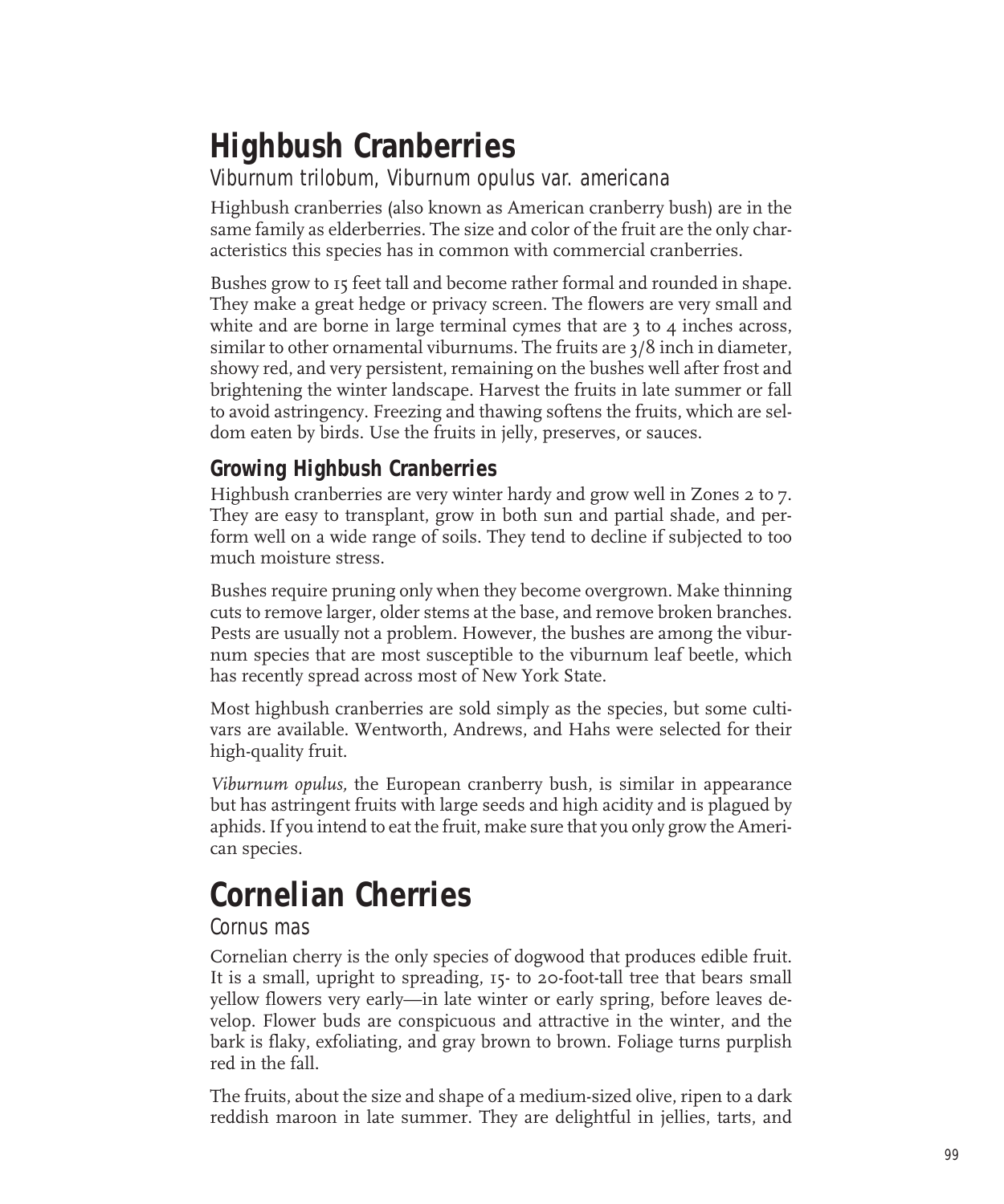# Highbush Cranberries

*Viburnum trilobum, Viburnum opulus var. americana*

Highbush cranberries (also known as American cranberry bush) are in the same family as elderberries. The size and color of the fruit are the only characteristics this species has in common with commercial cranberries.

Bushes grow to 15 feet tall and become rather formal and rounded in shape. They make a great hedge or privacy screen. The flowers are very small and white and are borne in large terminal cymes that are 3 to 4 inches across, similar to other ornamental viburnums. The fruits are 3/8 inch in diameter, showy red, and very persistent, remaining on the bushes well after frost and brightening the winter landscape. Harvest the fruits in late summer or fall to avoid astringency. Freezing and thawing softens the fruits, which are seldom eaten by birds. Use the fruits in jelly, preserves, or sauces.

## Growing Highbush Cranberries

Highbush cranberries are very winter hardy and grow well in Zones 2 to 7. They are easy to transplant, grow in both sun and partial shade, and perform well on a wide range of soils. They tend to decline if subjected to too much moisture stress.

Bushes require pruning only when they become overgrown. Make thinning cuts to remove larger, older stems at the base, and remove broken branches. Pests are usually not a problem. However, the bushes are among the viburnum species that are most susceptible to the viburnum leaf beetle, which has recently spread across most of New York State.

Most highbush cranberries are sold simply as the species, but some cultivars are available. Wentworth, Andrews, and Hahs were selected for their high-quality fruit.

*Viburnum opulus,* the European cranberry bush, is similar in appearance but has astringent fruits with large seeds and high acidity and is plagued by aphids. If you intend to eat the fruit, make sure that you only grow the American species.

# Cornelian Cherries

*Cornus mas*

Cornelian cherry is the only species of dogwood that produces edible fruit. It is a small, upright to spreading, 15- to 20-foot-tall tree that bears small yellow flowers very early—in late winter or early spring, before leaves develop. Flower buds are conspicuous and attractive in the winter, and the bark is flaky, exfoliating, and gray brown to brown. Foliage turns purplish red in the fall.

The fruits, about the size and shape of a medium-sized olive, ripen to a dark reddish maroon in late summer. They are delightful in jellies, tarts, and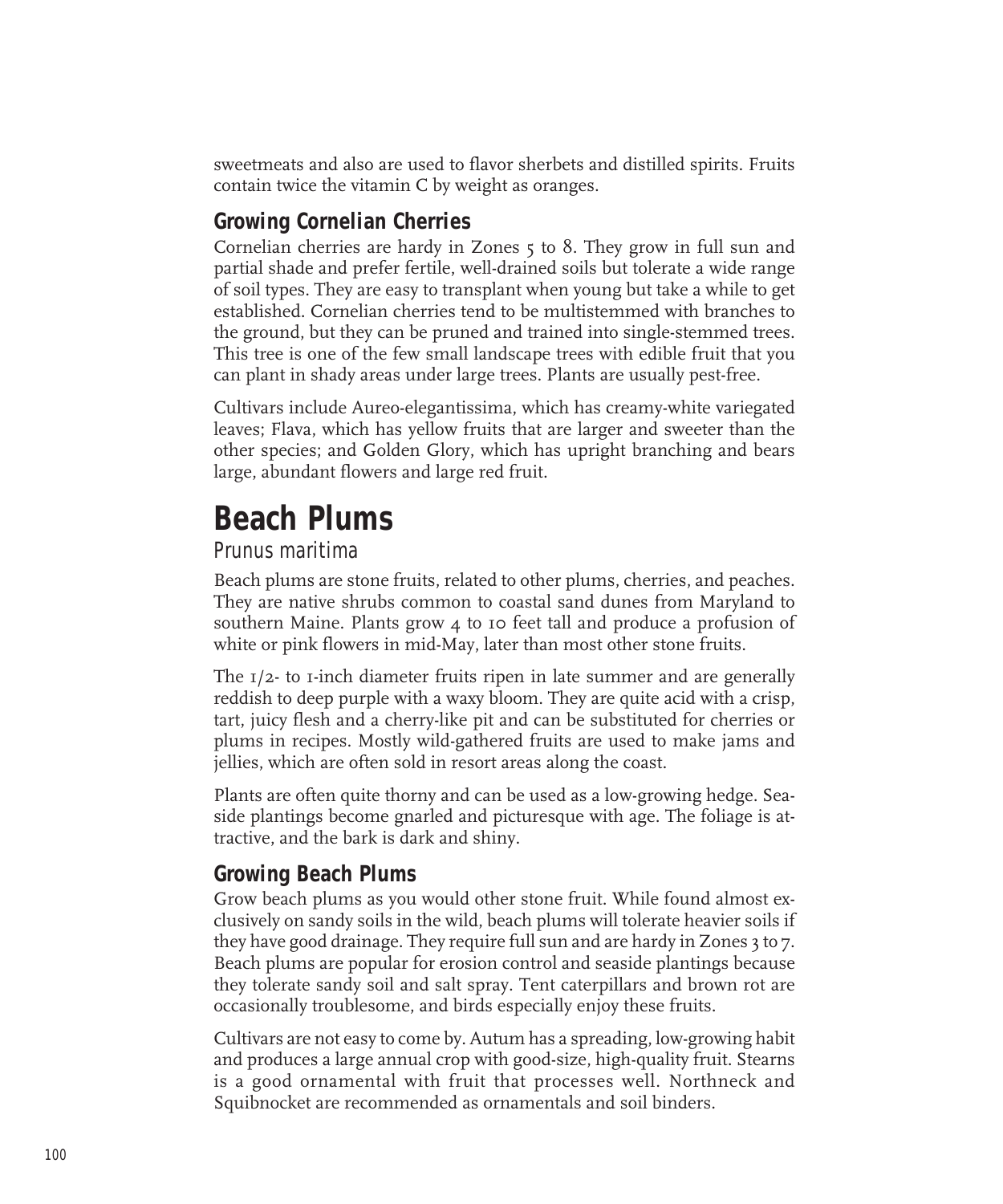sweetmeats and also are used to flavor sherbets and distilled spirits. Fruits contain twice the vitamin C by weight as oranges.

### Growing Cornelian Cherries

Cornelian cherries are hardy in Zones 5 to 8. They grow in full sun and partial shade and prefer fertile, well-drained soils but tolerate a wide range of soil types. They are easy to transplant when young but take a while to get established. Cornelian cherries tend to be multistemmed with branches to the ground, but they can be pruned and trained into single-stemmed trees. This tree is one of the few small landscape trees with edible fruit that you can plant in shady areas under large trees. Plants are usually pest-free.

Cultivars include Aureo-elegantissima, which has creamy-white variegated leaves; Flava, which has yellow fruits that are larger and sweeter than the other species; and Golden Glory, which has upright branching and bears large, abundant flowers and large red fruit.

## Beach Plums

*Prunus maritima*

Beach plums are stone fruits, related to other plums, cherries, and peaches. They are native shrubs common to coastal sand dunes from Maryland to southern Maine. Plants grow 4 to 10 feet tall and produce a profusion of white or pink flowers in mid-May, later than most other stone fruits.

The 1/2- to 1-inch diameter fruits ripen in late summer and are generally reddish to deep purple with a waxy bloom. They are quite acid with a crisp, tart, juicy flesh and a cherry-like pit and can be substituted for cherries or plums in recipes. Mostly wild-gathered fruits are used to make jams and jellies, which are often sold in resort areas along the coast.

Plants are often quite thorny and can be used as a low-growing hedge. Seaside plantings become gnarled and picturesque with age. The foliage is attractive, and the bark is dark and shiny.

### Growing Beach Plums

Grow beach plums as you would other stone fruit. While found almost exclusively on sandy soils in the wild, beach plums will tolerate heavier soils if they have good drainage. They require full sun and are hardy in Zones 3 to 7. Beach plums are popular for erosion control and seaside plantings because they tolerate sandy soil and salt spray. Tent caterpillars and brown rot are occasionally troublesome, and birds especially enjoy these fruits.

Cultivars are not easy to come by. Autum has a spreading, low-growing habit and produces a large annual crop with good-size, high-quality fruit. Stearns is a good ornamental with fruit that processes well. Northneck and Squibnocket are recommended as ornamentals and soil binders.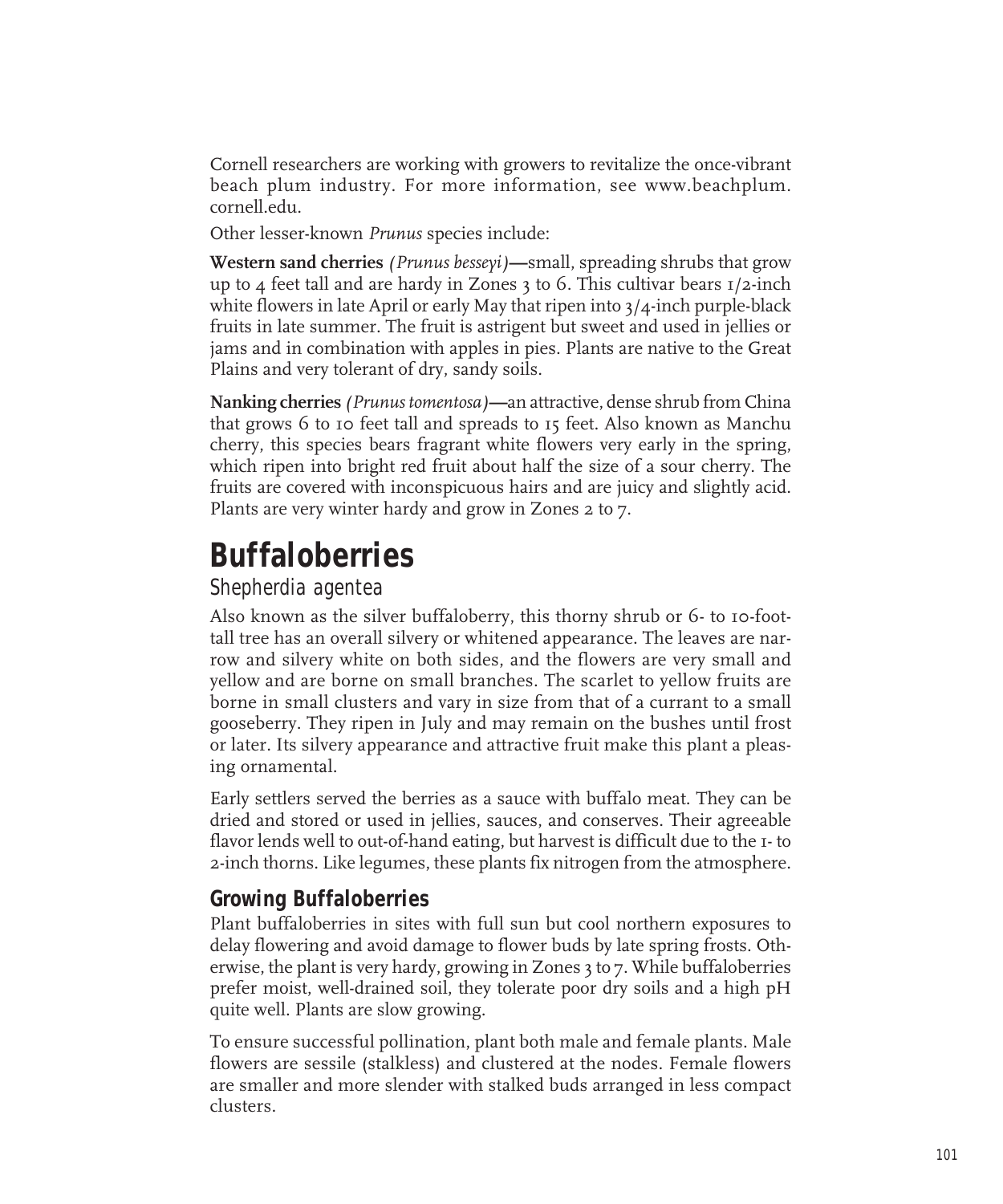Cornell researchers are working with growers to revitalize the once-vibrant beach plum industry. For more information, see www.beachplum.cornell.edu.

Other lesser-known *Prunus* species include:

**Western sand cherries** *(Prunus besseyi)*—small, spreading shrubs that grow up to 4 feet tall and are hardy in Zones 3 to 6. This cultivar bears 1/2-inch white flowers in late April or early May that ripen into 3/4-inch purple-black fruits in late summer. The fruit is astrigent but sweet and used in jellies or jams and in combination with apples in pies. Plants are native to the Great Plains and very tolerant of dry, sandy soils.

**Nanking cherries** *(Prunus tomentosa)*—an attractive, dense shrub from China that grows 6 to 10 feet tall and spreads to 15 feet. Also known as Manchu cherry, this species bears fragrant white flowers very early in the spring, which ripen into bright red fruit about half the size of a sour cherry. The fruits are covered with inconspicuous hairs and are juicy and slightly acid. Plants are very winter hardy and grow in Zones 2 to 7.

# Buffaloberries

*Shepherdia agentea*

Also known as the silver buffaloberry, this thorny shrub or 6- to 10-foot-tall tree has an overall silvery or whitened appearance. The leaves are narrow and silvery white on both sides, and the flowers are very small and yellow and are borne on small branches. The scarlet to yellow fruits are borne in small clusters and vary in size from that of a currant to a small gooseberry. They ripen in July and may remain on the bushes until frost or later. Its silvery appearance and attractive fruit make this plant a pleasing ornamental.

Early settlers served the berries as a sauce with buffalo meat. They can be dried and stored or used in jellies, sauces, and conserves. Their agreeable flavor lends well to out-of-hand eating, but harvest is difficult due to the 1- to 2-inch thorns. Like legumes, these plants fix nitrogen from the atmosphere.

## Growing Buffaloberries

Plant buffaloberries in sites with full sun but cool northern exposures to delay flowering and avoid damage to flower buds by late spring frosts. Otherwise, the plant is very hardy, growing in Zones 3 to 7. While buffaloberries prefer moist, well-drained soil, they tolerate poor dry soils and a high pH quite well. Plants are slow growing.

To ensure successful pollination, plant both male and female plants. Male flowers are sessile (stalkless) and clustered at the nodes. Female flowers are smaller and more slender with stalked buds arranged in less compact clusters.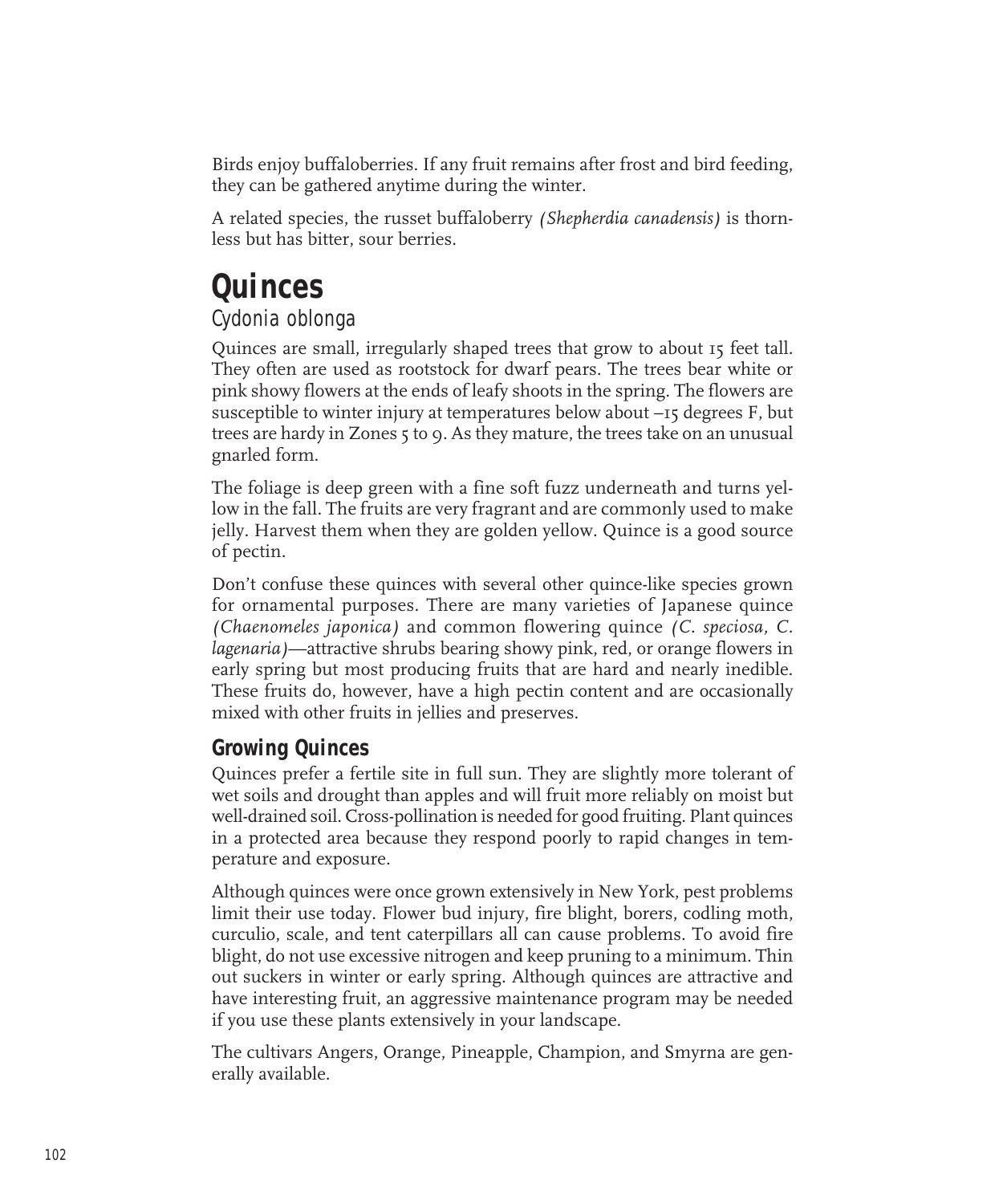Birds enjoy buffaloberries. If any fruit remains after frost and bird feeding, they can be gathered anytime during the winter.

A related species, the russet buffaloberry *(Shepherdia canadensis)* is thornless but has bitter, sour berries.

# Quinces

## Cydonia oblonga

Quinces are small, irregularly shaped trees that grow to about 15 feet tall. They often are used as rootstock for dwarf pears. The trees bear white or pink showy flowers at the ends of leafy shoots in the spring. The flowers are susceptible to winter injury at temperatures below about –15 degrees F, but trees are hardy in Zones 5 to 9. As they mature, the trees take on an unusual gnarled form.

The foliage is deep green with a fine soft fuzz underneath and turns yellow in the fall. The fruits are very fragrant and are commonly used to make jelly. Harvest them when they are golden yellow. Quince is a good source of pectin.

Don't confuse these quinces with several other quince-like species grown for ornamental purposes. There are many varieties of Japanese quince *(Chaenomeles japonica)* and common flowering quince *(C. speciosa, C. lagenaria)*—attractive shrubs bearing showy pink, red, or orange flowers in early spring but most producing fruits that are hard and nearly inedible. These fruits do, however, have a high pectin content and are occasionally mixed with other fruits in jellies and preserves.

### Growing Quinces

Quinces prefer a fertile site in full sun. They are slightly more tolerant of wet soils and drought than apples and will fruit more reliably on moist but well-drained soil. Cross-pollination is needed for good fruiting. Plant quinces in a protected area because they respond poorly to rapid changes in temperature and exposure.

Although quinces were once grown extensively in New York, pest problems limit their use today. Flower bud injury, fire blight, borers, codling moth, curculio, scale, and tent caterpillars all can cause problems. To avoid fire blight, do not use excessive nitrogen and keep pruning to a minimum. Thin out suckers in winter or early spring. Although quinces are attractive and have interesting fruit, an aggressive maintenance program may be needed if you use these plants extensively in your landscape.

The cultivars Angers, Orange, Pineapple, Champion, and Smyrna are generally available.